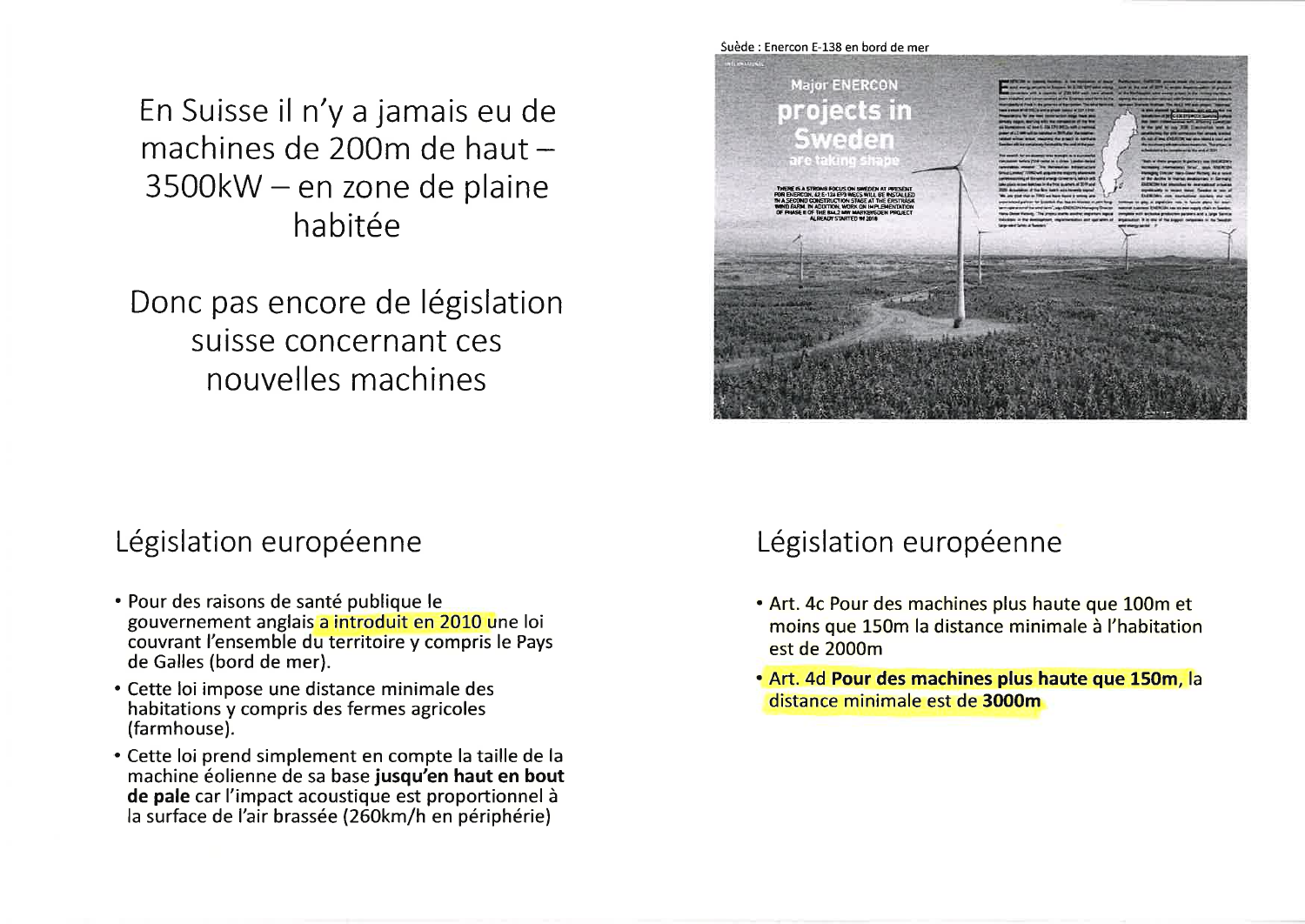En Suisse il n'y a jamais eu de machines de 200m de haut – 3500kW – en zone de plaine habitée

Donc pas encore de législation suisse concernant ces nouvelles machines

Suède : Enercon E-138 en bord de mer

## Législation européenne

- Pour des raisons de santé publique le gouvernement anglais a introduit en 2010 une loi couvrant l'ensemble du territoire y compris le Pays de Galles (bord de mer).
- Cette loi impose une distance minimale des habitations y compris des fermes agricoles (farmhouse).
- Cette loi prend simplement en compte la taille de la machine éolienne de sa base **jusqu'en haut en bout de pale** car l'impact acoustique est proportionnel à la surface de l'air brassée (260km/h en périphérie)

## Législation européenne

- Art. 4c Pour des machines plus haute que 100m et moins que 150m la distance minimale à l'habitation est de 2000m
- Art. 4d **Pour des machines plus haute que 150m**, la distance minimale est de **3000m**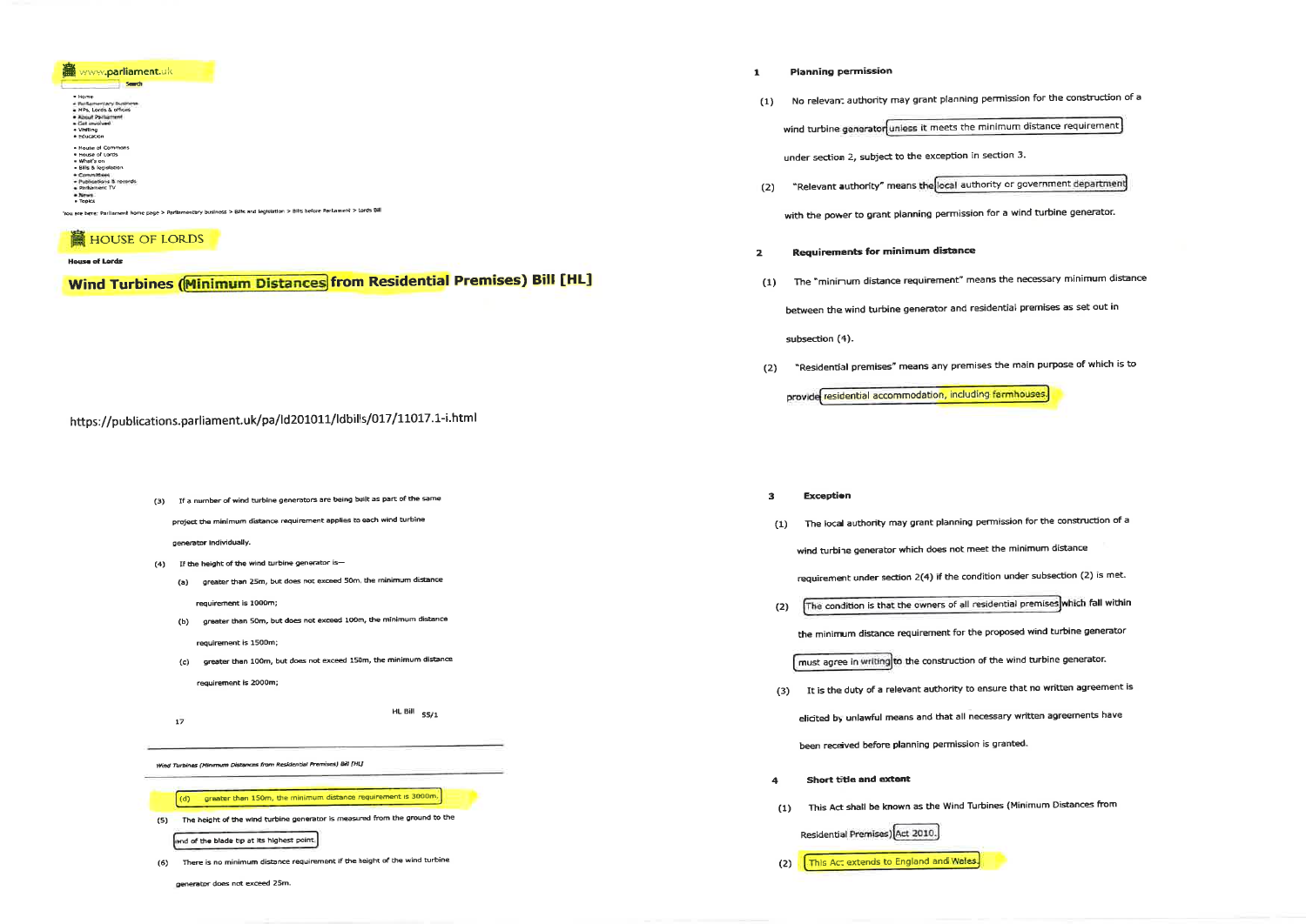www.parliament.uk

Search

- Home
- Parliamentary business
- MPs, Lords & offices
- About Parliament
- Get involved
- Visiting
- Education

- House of Commons
- House of Lords
- What's on
- Bills & legislation
- Committees
- Publications & records
- Parliament TV
- News
- Topics

You are here: Parliament home page > Parliamentary business > Bills and legislation > Bills before Parliament > Lords Bill

HOUSE OF LORDS

House of Lords

# Wind Turbines (Minimum Distances from Residential Premises) Bill [HL]

https://publications.parliament.uk/pa/ld201011/ldbills/017/11017.1-i.html

**1 Planning permission**

(1) No relevant authority may grant planning permission for the construction of a wind turbine generator unless it meets the minimum distance requirement under section 2, subject to the exception in section 3.

(2) "Relevant authority" means the local authority or government department with the power to grant planning permission for a wind turbine generator.

**2 Requirements for minimum distance**

(1) The "minimum distance requirement" means the necessary minimum distance between the wind turbine generator and residential premises as set out in subsection (4).

(2) "Residential premises" means any premises the main purpose of which is to provide residential accommodation, including farmhouses.

(3) If a number of wind turbine generators are being built as part of the same project the minimum distance requirement applies to each wind turbine generator individually.

(4) If the height of the wind turbine generator is—

(a) greater than 25m, but does not exceed 50m, the minimum distance requirement is 1000m;

(b) greater than 50m, but does not exceed 100m, the minimum distance requirement is 1500m;

(c) greater than 100m, but does not exceed 150m, the minimum distance requirement is 2000m;

HL Bill 55/1

*Wind Turbines (Minimum Distances from Residential Premises) Bill [HL]*

(d) greater than 150m, the minimum distance requirement is 3000m.

(5) The height of the wind turbine generator is measured from the ground to the end of the blade tip at its highest point.

(6) There is no minimum distance requirement if the height of the wind turbine generator does not exceed 25m.

**3 Exception**

(1) The local authority may grant planning permission for the construction of a wind turbine generator which does not meet the minimum distance requirement under section 2(4) if the condition under subsection (2) is met.

(2) The condition is that the owners of all residential premises which fall within the minimum distance requirement for the proposed wind turbine generator must agree in writing to the construction of the wind turbine generator.

(3) It is the duty of a relevant authority to ensure that no written agreement is elicited by unlawful means and that all necessary written agreements have been received before planning permission is granted.

**4 Short title and extent**

(1) This Act shall be known as the Wind Turbines (Minimum Distances from Residential Premises) Act 2010.

(2) This Act extends to England and Wales.